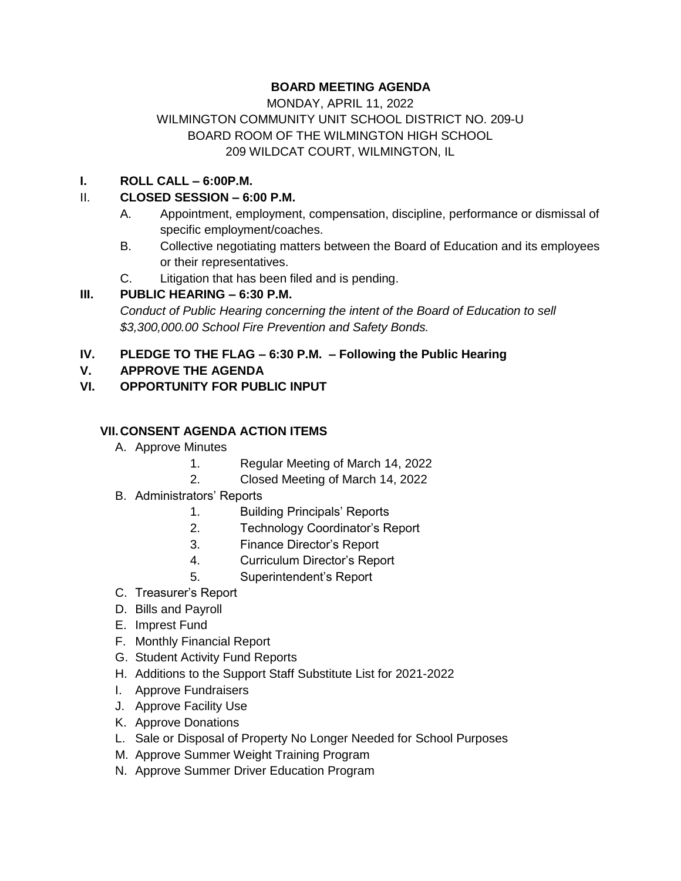# BOARD MEETING AGENDA

MONDAY, APRIL 11, 2022
WILMINGTON COMMUNITY UNIT SCHOOL DISTRICT NO. 209-U
BOARD ROOM OF THE WILMINGTON HIGH SCHOOL
209 WILDCAT COURT, WILMINGTON, IL

**I. ROLL CALL – 6:00P.M.**

II. **CLOSED SESSION – 6:00 P.M.**

A. Appointment, employment, compensation, discipline, performance or dismissal of specific employment/coaches.

B. Collective negotiating matters between the Board of Education and its employees or their representatives.

C. Litigation that has been filed and is pending.

**III. PUBLIC HEARING – 6:30 P.M.**

*Conduct of Public Hearing concerning the intent of the Board of Education to sell $3,300,000.00 School Fire Prevention and Safety Bonds.*

**IV. PLEDGE TO THE FLAG – 6:30 P.M. – Following the Public Hearing**

**V. APPROVE THE AGENDA**

**VI. OPPORTUNITY FOR PUBLIC INPUT**

**VII. CONSENT AGENDA ACTION ITEMS**

A. Approve Minutes
  1. Regular Meeting of March 14, 2022
  2. Closed Meeting of March 14, 2022

B. Administrators' Reports
  1. Building Principals' Reports
  2. Technology Coordinator's Report
  3. Finance Director's Report
  4. Curriculum Director's Report
  5. Superintendent's Report

C. Treasurer's Report

D. Bills and Payroll

E. Imprest Fund

F. Monthly Financial Report

G. Student Activity Fund Reports

H. Additions to the Support Staff Substitute List for 2021-2022

I. Approve Fundraisers

J. Approve Facility Use

K. Approve Donations

L. Sale or Disposal of Property No Longer Needed for School Purposes

M. Approve Summer Weight Training Program

N. Approve Summer Driver Education Program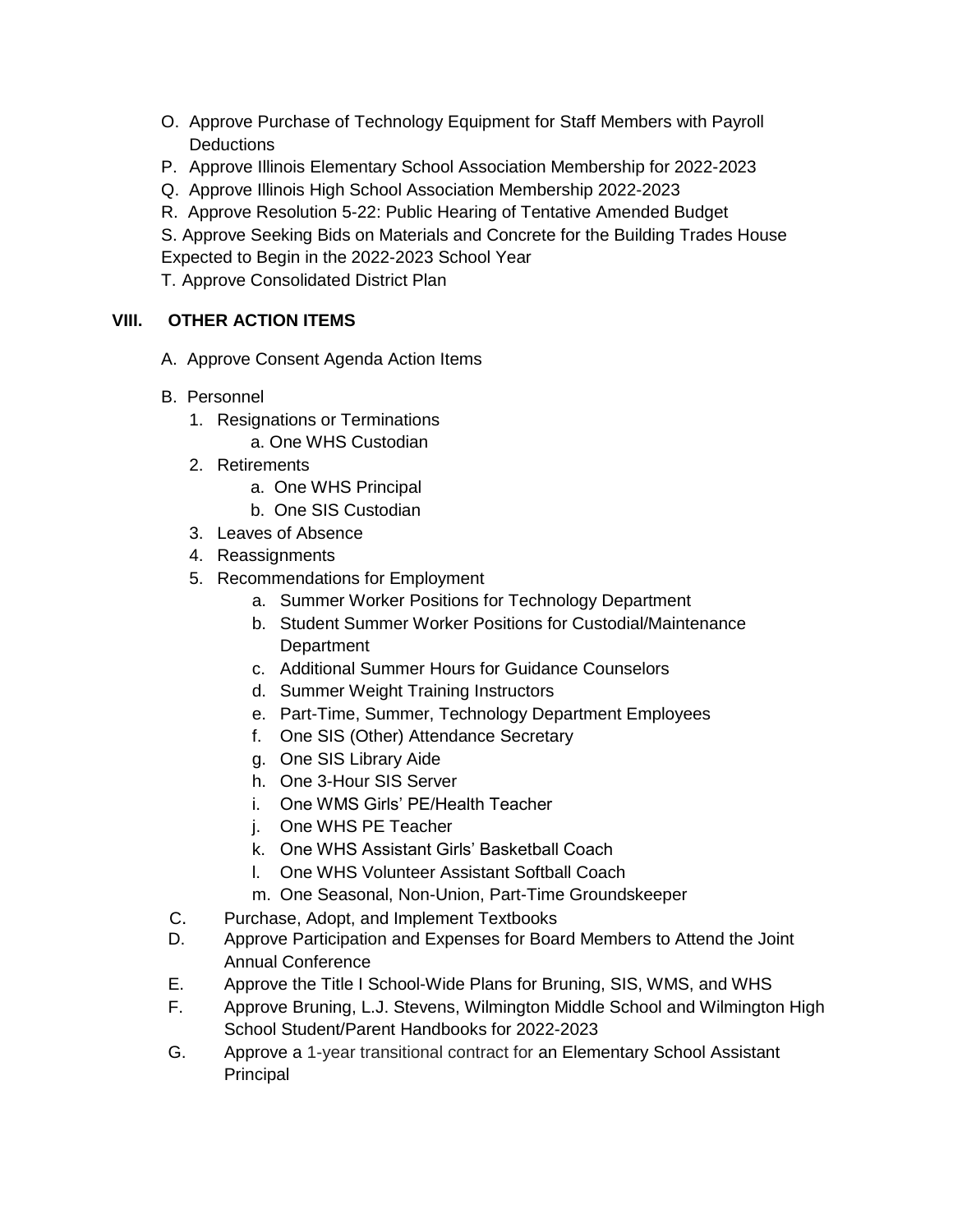O. Approve Purchase of Technology Equipment for Staff Members with Payroll Deductions
P. Approve Illinois Elementary School Association Membership for 2022-2023
Q. Approve Illinois High School Association Membership 2022-2023
R. Approve Resolution 5-22: Public Hearing of Tentative Amended Budget
S. Approve Seeking Bids on Materials and Concrete for the Building Trades House Expected to Begin in the 2022-2023 School Year
T. Approve Consolidated District Plan

## VIII. OTHER ACTION ITEMS

A. Approve Consent Agenda Action Items

B. Personnel

1. Resignations or Terminations
   a. One WHS Custodian
2. Retirements
   a. One WHS Principal
   b. One SIS Custodian
3. Leaves of Absence
4. Reassignments
5. Recommendations for Employment
   a. Summer Worker Positions for Technology Department
   b. Student Summer Worker Positions for Custodial/Maintenance Department
   c. Additional Summer Hours for Guidance Counselors
   d. Summer Weight Training Instructors
   e. Part-Time, Summer, Technology Department Employees
   f. One SIS (Other) Attendance Secretary
   g. One SIS Library Aide
   h. One 3-Hour SIS Server
   i. One WMS Girls' PE/Health Teacher
   j. One WHS PE Teacher
   k. One WHS Assistant Girls' Basketball Coach
   l. One WHS Volunteer Assistant Softball Coach
   m. One Seasonal, Non-Union, Part-Time Groundskeeper

C. Purchase, Adopt, and Implement Textbooks

D. Approve Participation and Expenses for Board Members to Attend the Joint Annual Conference

E. Approve the Title I School-Wide Plans for Bruning, SIS, WMS, and WHS

F. Approve Bruning, L.J. Stevens, Wilmington Middle School and Wilmington High School Student/Parent Handbooks for 2022-2023

G. Approve a 1-year transitional contract for an Elementary School Assistant Principal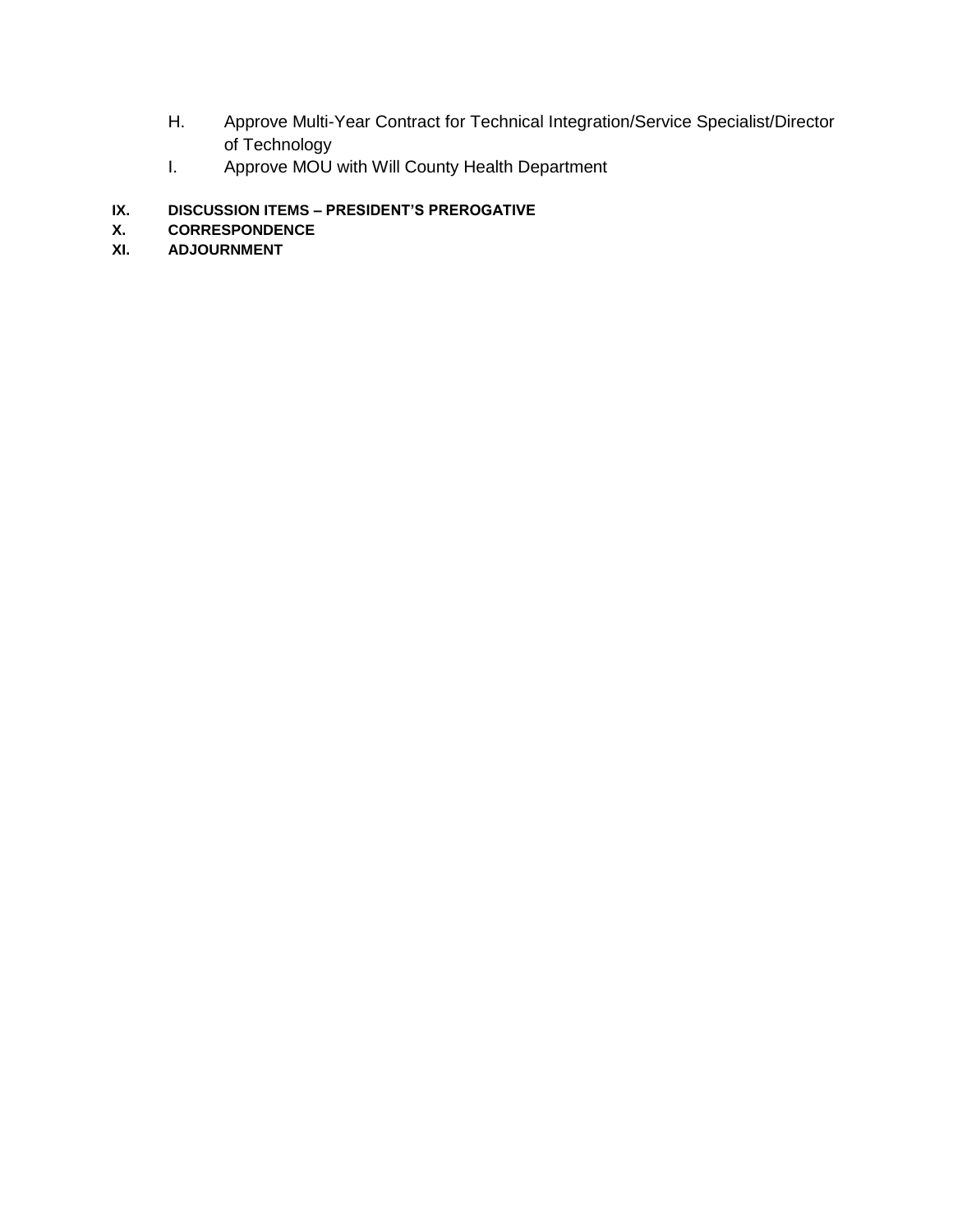H. Approve Multi-Year Contract for Technical Integration/Service Specialist/Director of Technology

I. Approve MOU with Will County Health Department

**IX. DISCUSSION ITEMS – PRESIDENT'S PREROGATIVE**

**X. CORRESPONDENCE**

**XI. ADJOURNMENT**